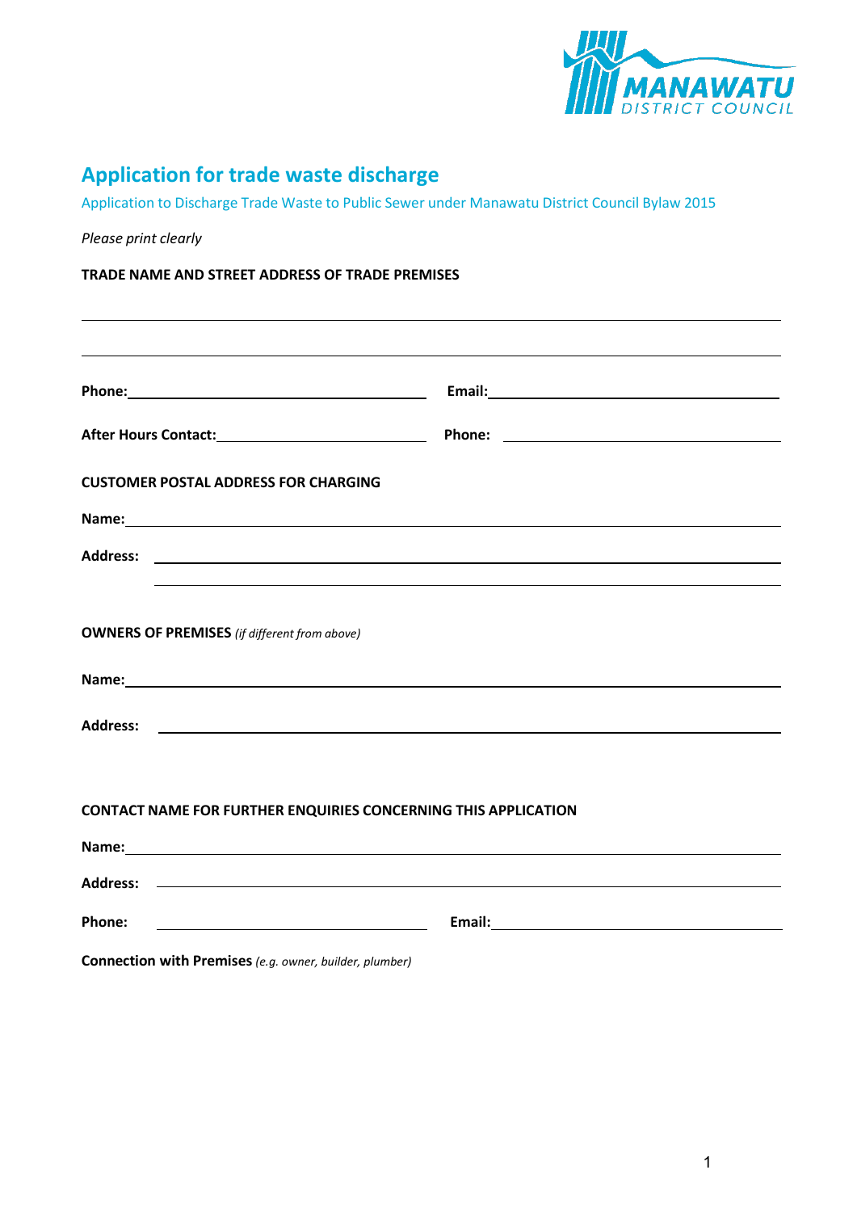# Application for trade waste discharge

Application to Discharge Trade Waste to Public Sewer under Manawatu District Council Bylaw 2015

*Please print clearly*

**TRADE NAME AND STREET ADDRESS OF TRADE PREMISES**

______________________________________________________________________

______________________________________________________________________

**Phone:** ______________________ **Email:** ______________________

**After Hours Contact:** ______________________ **Phone:** ______________________

**CUSTOMER POSTAL ADDRESS FOR CHARGING**

**Name:** ______________________________________________________________________

**Address:** ______________________________________________________________________

______________________________________________________________________

**OWNERS OF PREMISES** *(if different from above)*

**Name:** ______________________________________________________________________

**Address:** ______________________________________________________________________

**CONTACT NAME FOR FURTHER ENQUIRIES CONCERNING THIS APPLICATION**

**Name:** ______________________________________________________________________

**Address:** ______________________________________________________________________

**Phone:** ______________________ **Email:** ______________________

**Connection with Premises** *(e.g. owner, builder, plumber)*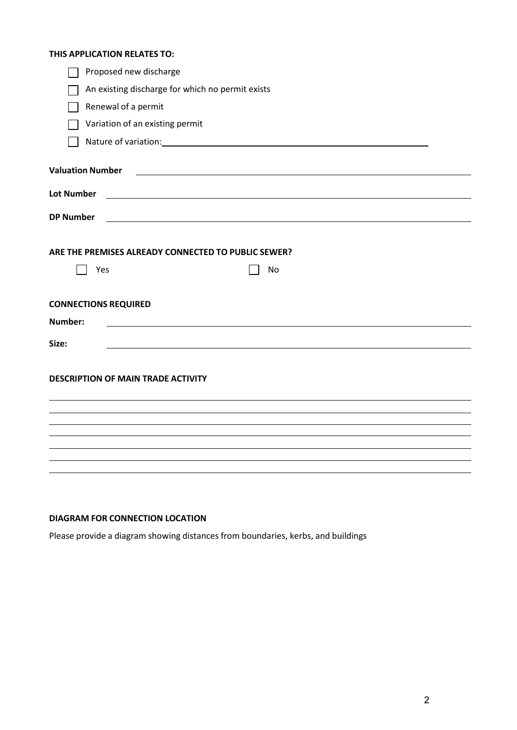**THIS APPLICATION RELATES TO:**

- ☐ Proposed new discharge
- ☐ An existing discharge for which no permit exists
- ☐ Renewal of a permit
- ☐ Variation of an existing permit
- ☐ Nature of variation: ______________________________

**Valuation Number** ______________________________

**Lot Number** ______________________________

**DP Number** ______________________________

**ARE THE PREMISES ALREADY CONNECTED TO PUBLIC SEWER?**

☐ Yes ☐ No

**CONNECTIONS REQUIRED**

**Number:** ______________________________

**Size:** ______________________________

**DESCRIPTION OF MAIN TRADE ACTIVITY**

______________________________

______________________________

______________________________

______________________________

______________________________

______________________________

______________________________

**DIAGRAM FOR CONNECTION LOCATION**

Please provide a diagram showing distances from boundaries, kerbs, and buildings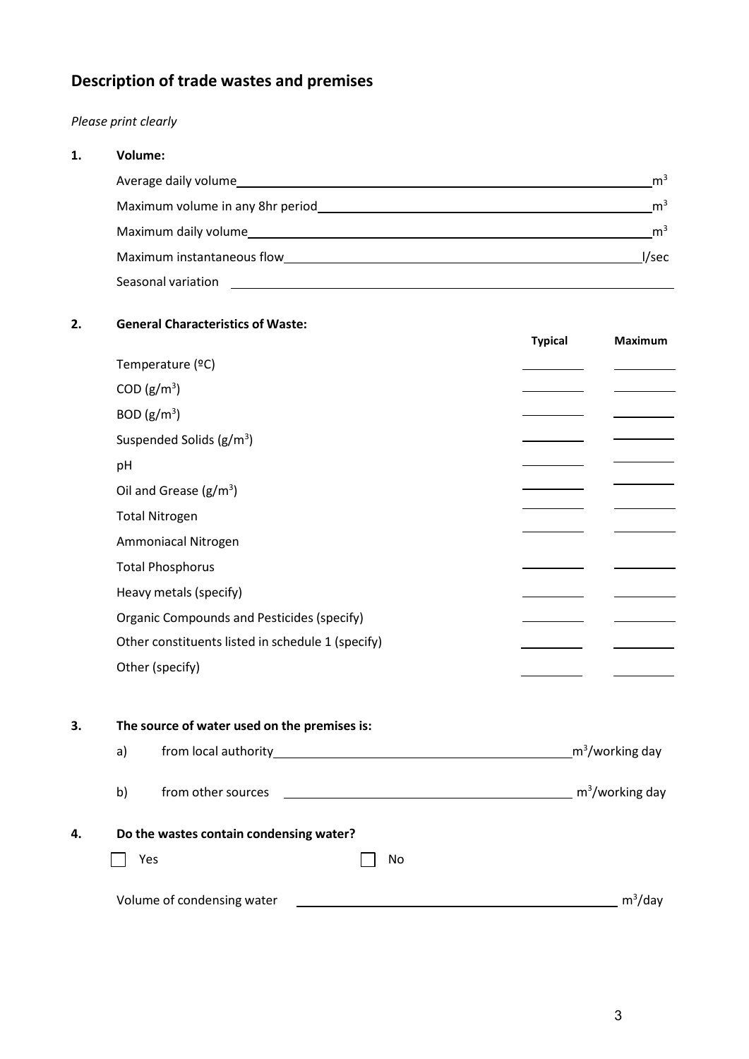## Description of trade wastes and premises

*Please print clearly*

**1. Volume:**

Average daily volume \_\_\_\_\_\_\_\_\_\_\_\_\_\_\_\_\_\_\_\_ $m^3$

Maximum volume in any 8hr period \_\_\_\_\_\_\_\_\_\_\_\_\_\_\_\_\_\_\_\_ $m^3$

Maximum daily volume \_\_\_\_\_\_\_\_\_\_\_\_\_\_\_\_\_\_\_\_ $m^3$

Maximum instantaneous flow \_\_\_\_\_\_\_\_\_\_\_\_\_\_\_\_\_\_\_\_ l/sec

Seasonal variation \_\_\_\_\_\_\_\_\_\_\_\_\_\_\_\_\_\_\_\_

**2. General Characteristics of Waste:**

| | Typical | Maximum |
|---|---|---|
| Temperature (ºC) | | |
| COD ($g/m^3$) | | |
| BOD ($g/m^3$) | | |
| Suspended Solids ($g/m^3$) | | |
| pH | | |
| Oil and Grease ($g/m^3$) | | |
| Total Nitrogen | | |
| Ammoniacal Nitrogen | | |
| Total Phosphorus | | |
| Heavy metals (specify) | | |
| Organic Compounds and Pesticides (specify) | | |
| Other constituents listed in schedule 1 (specify) | | |
| Other (specify) | | |

**3. The source of water used on the premises is:**

a) from local authority \_\_\_\_\_\_\_\_\_\_\_\_\_\_\_\_\_\_\_\_ $m^3$/working day

b) from other sources \_\_\_\_\_\_\_\_\_\_\_\_\_\_\_\_\_\_\_\_ $m^3$/working day

**4. Do the wastes contain condensing water?**

☐ Yes ☐ No

Volume of condensing water \_\_\_\_\_\_\_\_\_\_\_\_\_\_\_\_\_\_\_\_ $m^3$/day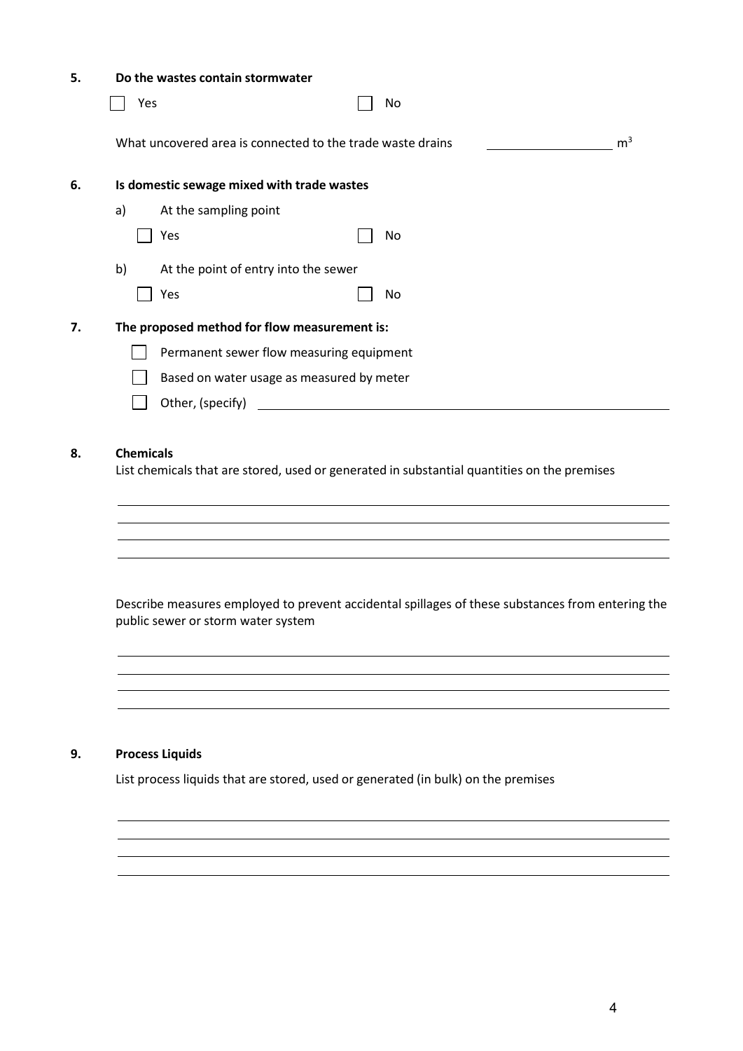**5. Do the wastes contain stormwater**

☐ Yes ☐ No

What uncovered area is connected to the trade waste drains ____________ $m^3$

**6. Is domestic sewage mixed with trade wastes**

a) At the sampling point

☐ Yes ☐ No

b) At the point of entry into the sewer

☐ Yes ☐ No

**7. The proposed method for flow measurement is:**

☐ Permanent sewer flow measuring equipment

☐ Based on water usage as measured by meter

☐ Other, (specify) ____________________________________________

**8. Chemicals**

List chemicals that are stored, used or generated in substantial quantities on the premises

____________________________________________

____________________________________________

____________________________________________

____________________________________________

Describe measures employed to prevent accidental spillages of these substances from entering the public sewer or storm water system

____________________________________________

____________________________________________

____________________________________________

____________________________________________

**9. Process Liquids**

List process liquids that are stored, used or generated (in bulk) on the premises

____________________________________________

____________________________________________

____________________________________________

____________________________________________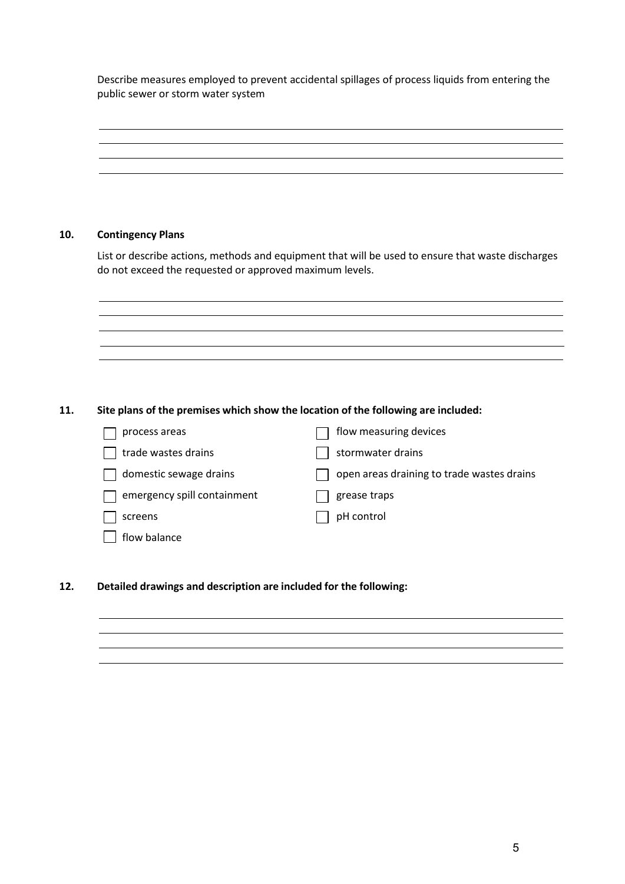Describe measures employed to prevent accidental spillages of process liquids from entering the public sewer or storm water system

**10. Contingency Plans**

List or describe actions, methods and equipment that will be used to ensure that waste discharges do not exceed the requested or approved maximum levels.

**11. Site plans of the premises which show the location of the following are included:**

- [ ] process areas
- [ ] trade wastes drains
- [ ] domestic sewage drains
- [ ] emergency spill containment
- [ ] screens
- [ ] flow balance
- [ ] flow measuring devices
- [ ] stormwater drains
- [ ] open areas draining to trade wastes drains
- [ ] grease traps
- [ ] pH control

**12. Detailed drawings and description are included for the following:**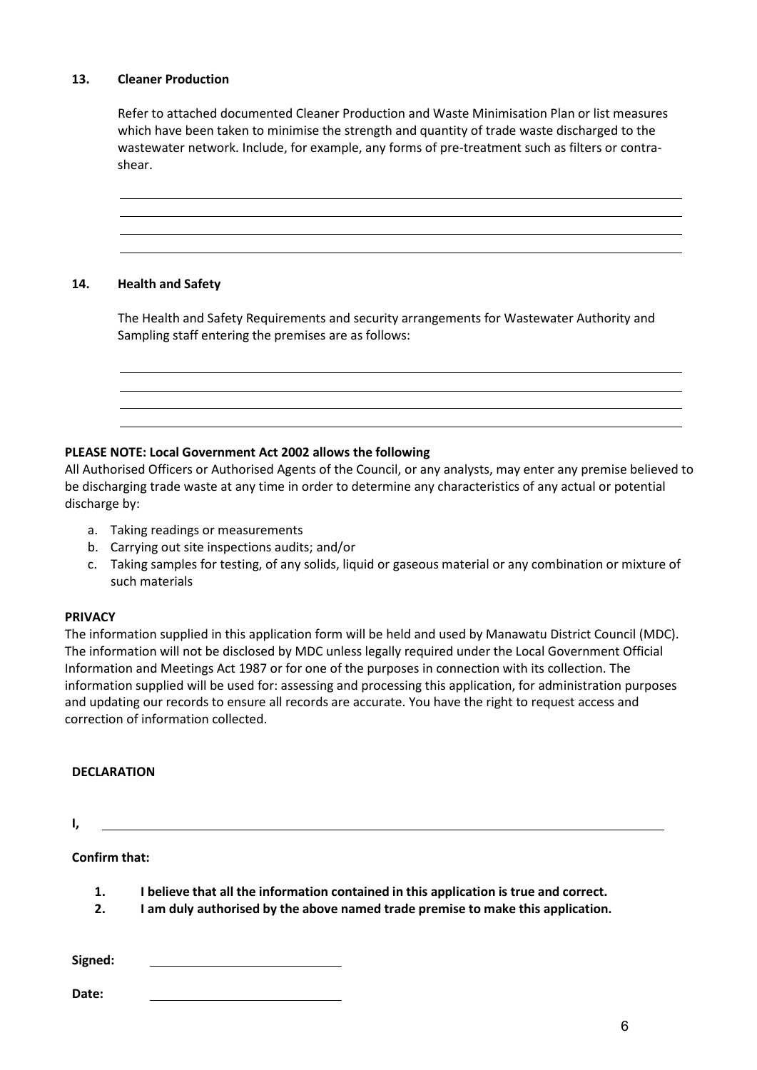### 13. Cleaner Production

Refer to attached documented Cleaner Production and Waste Minimisation Plan or list measures which have been taken to minimise the strength and quantity of trade waste discharged to the wastewater network. Include, for example, any forms of pre-treatment such as filters or contra-shear.

\_\_\_\_\_\_\_\_\_\_\_\_\_\_\_\_\_\_\_\_\_\_\_\_\_\_\_\_\_\_\_\_\_\_\_\_\_\_\_\_\_\_\_\_\_\_\_\_\_\_\_\_\_\_\_\_\_\_\_\_

\_\_\_\_\_\_\_\_\_\_\_\_\_\_\_\_\_\_\_\_\_\_\_\_\_\_\_\_\_\_\_\_\_\_\_\_\_\_\_\_\_\_\_\_\_\_\_\_\_\_\_\_\_\_\_\_\_\_\_\_

\_\_\_\_\_\_\_\_\_\_\_\_\_\_\_\_\_\_\_\_\_\_\_\_\_\_\_\_\_\_\_\_\_\_\_\_\_\_\_\_\_\_\_\_\_\_\_\_\_\_\_\_\_\_\_\_\_\_\_\_

\_\_\_\_\_\_\_\_\_\_\_\_\_\_\_\_\_\_\_\_\_\_\_\_\_\_\_\_\_\_\_\_\_\_\_\_\_\_\_\_\_\_\_\_\_\_\_\_\_\_\_\_\_\_\_\_\_\_\_\_

### 14. Health and Safety

The Health and Safety Requirements and security arrangements for Wastewater Authority and Sampling staff entering the premises are as follows:

\_\_\_\_\_\_\_\_\_\_\_\_\_\_\_\_\_\_\_\_\_\_\_\_\_\_\_\_\_\_\_\_\_\_\_\_\_\_\_\_\_\_\_\_\_\_\_\_\_\_\_\_\_\_\_\_\_\_\_\_

\_\_\_\_\_\_\_\_\_\_\_\_\_\_\_\_\_\_\_\_\_\_\_\_\_\_\_\_\_\_\_\_\_\_\_\_\_\_\_\_\_\_\_\_\_\_\_\_\_\_\_\_\_\_\_\_\_\_\_\_

\_\_\_\_\_\_\_\_\_\_\_\_\_\_\_\_\_\_\_\_\_\_\_\_\_\_\_\_\_\_\_\_\_\_\_\_\_\_\_\_\_\_\_\_\_\_\_\_\_\_\_\_\_\_\_\_\_\_\_\_

\_\_\_\_\_\_\_\_\_\_\_\_\_\_\_\_\_\_\_\_\_\_\_\_\_\_\_\_\_\_\_\_\_\_\_\_\_\_\_\_\_\_\_\_\_\_\_\_\_\_\_\_\_\_\_\_\_\_\_\_

**PLEASE NOTE: Local Government Act 2002 allows the following**

All Authorised Officers or Authorised Agents of the Council, or any analysts, may enter any premise believed to be discharging trade waste at any time in order to determine any characteristics of any actual or potential discharge by:

a. Taking readings or measurements
b. Carrying out site inspections audits; and/or
c. Taking samples for testing, of any solids, liquid or gaseous material or any combination or mixture of such materials

**PRIVACY**

The information supplied in this application form will be held and used by Manawatu District Council (MDC). The information will not be disclosed by MDC unless legally required under the Local Government Official Information and Meetings Act 1987 or for one of the purposes in connection with its collection. The information supplied will be used for: assessing and processing this application, for administration purposes and updating our records to ensure all records are accurate. You have the right to request access and correction of information collected.

**DECLARATION**

**I,** \_\_\_\_\_\_\_\_\_\_\_\_\_\_\_\_\_\_\_\_\_\_\_\_\_\_\_\_\_\_\_\_\_\_\_\_\_\_\_\_\_\_\_\_\_\_\_\_\_\_\_\_\_\_\_\_

**Confirm that:**

1. **I believe that all the information contained in this application is true and correct.**
2. **I am duly authorised by the above named trade premise to make this application.**

**Signed:** \_\_\_\_\_\_\_\_\_\_\_\_\_\_\_\_\_\_\_\_\_\_\_\_\_\_\_\_

**Date:** \_\_\_\_\_\_\_\_\_\_\_\_\_\_\_\_\_\_\_\_\_\_\_\_\_\_\_\_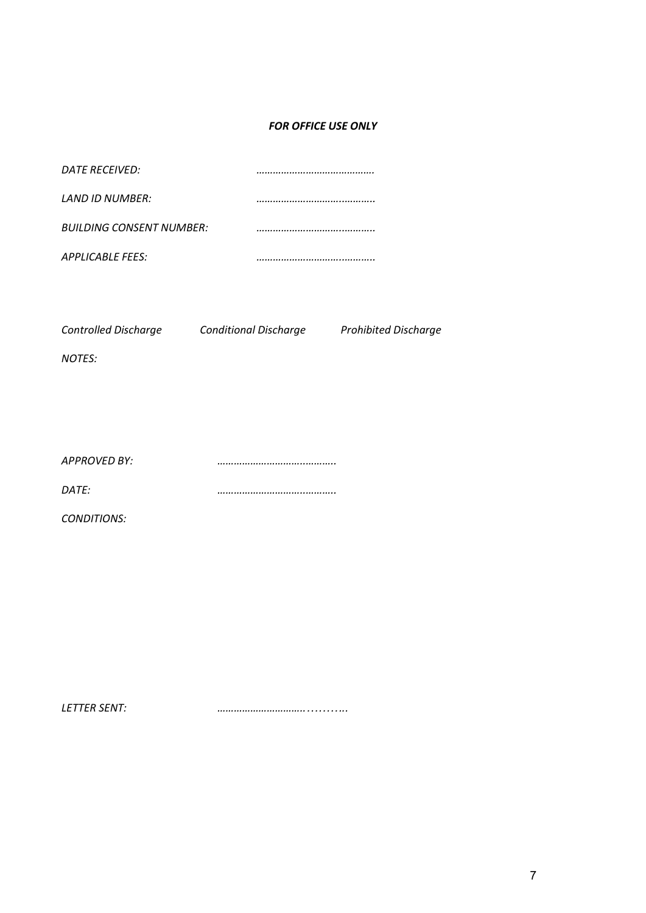***FOR OFFICE USE ONLY***

*DATE RECEIVED:* ……………………………………

*LAND ID NUMBER:* ……………………………..…………

*BUILDING CONSENT NUMBER:* ……………………………..…………

*APPLICABLE FEES:* ……………………………..…………

*Controlled Discharge* *Conditional Discharge* *Prohibited Discharge*

*NOTES:*

*APPROVED BY:* ……………………………..…………

*DATE:* ……………………………..…………

*CONDITIONS:*

*LETTER SENT:* …………………………..........